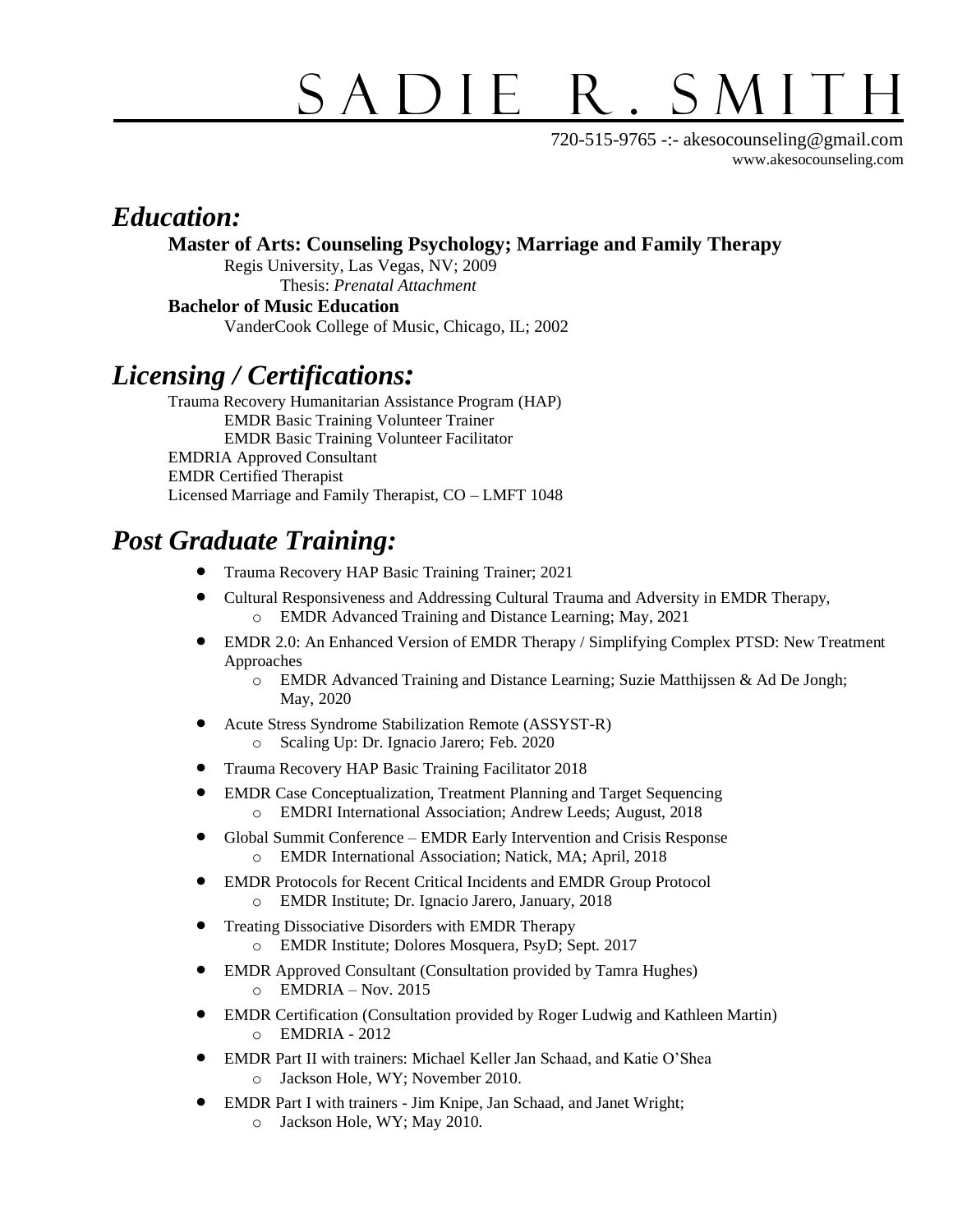# SADIE R. SMITH

720-515-9765 -:- akesocounseling@gmail.com
www.akesocounseling.com

## *Education:*

**Master of Arts: Counseling Psychology; Marriage and Family Therapy**

Regis University, Las Vegas, NV; 2009

Thesis: *Prenatal Attachment*

**Bachelor of Music Education**

VanderCook College of Music, Chicago, IL; 2002

## *Licensing / Certifications:*

Trauma Recovery Humanitarian Assistance Program (HAP)

EMDR Basic Training Volunteer Trainer

EMDR Basic Training Volunteer Facilitator

EMDRIA Approved Consultant

EMDR Certified Therapist

Licensed Marriage and Family Therapist, CO – LMFT 1048

## *Post Graduate Training:*

- Trauma Recovery HAP Basic Training Trainer; 2021
- Cultural Responsiveness and Addressing Cultural Trauma and Adversity in EMDR Therapy,
  - EMDR Advanced Training and Distance Learning; May, 2021
- EMDR 2.0: An Enhanced Version of EMDR Therapy / Simplifying Complex PTSD: New Treatment Approaches
  - EMDR Advanced Training and Distance Learning; Suzie Matthijssen & Ad De Jongh; May, 2020
- Acute Stress Syndrome Stabilization Remote (ASSYST-R)
  - Scaling Up: Dr. Ignacio Jarero; Feb. 2020
- Trauma Recovery HAP Basic Training Facilitator 2018
- EMDR Case Conceptualization, Treatment Planning and Target Sequencing
  - EMDRI International Association; Andrew Leeds; August, 2018
- Global Summit Conference – EMDR Early Intervention and Crisis Response
  - EMDR International Association; Natick, MA; April, 2018
- EMDR Protocols for Recent Critical Incidents and EMDR Group Protocol
  - EMDR Institute; Dr. Ignacio Jarero, January, 2018
- Treating Dissociative Disorders with EMDR Therapy
  - EMDR Institute; Dolores Mosquera, PsyD; Sept. 2017
- EMDR Approved Consultant (Consultation provided by Tamra Hughes)
  - EMDRIA – Nov. 2015
- EMDR Certification (Consultation provided by Roger Ludwig and Kathleen Martin)
  - EMDRIA - 2012
- EMDR Part II with trainers: Michael Keller Jan Schaad, and Katie O'Shea
  - Jackson Hole, WY; November 2010.
- EMDR Part I with trainers - Jim Knipe, Jan Schaad, and Janet Wright;
  - Jackson Hole, WY; May 2010.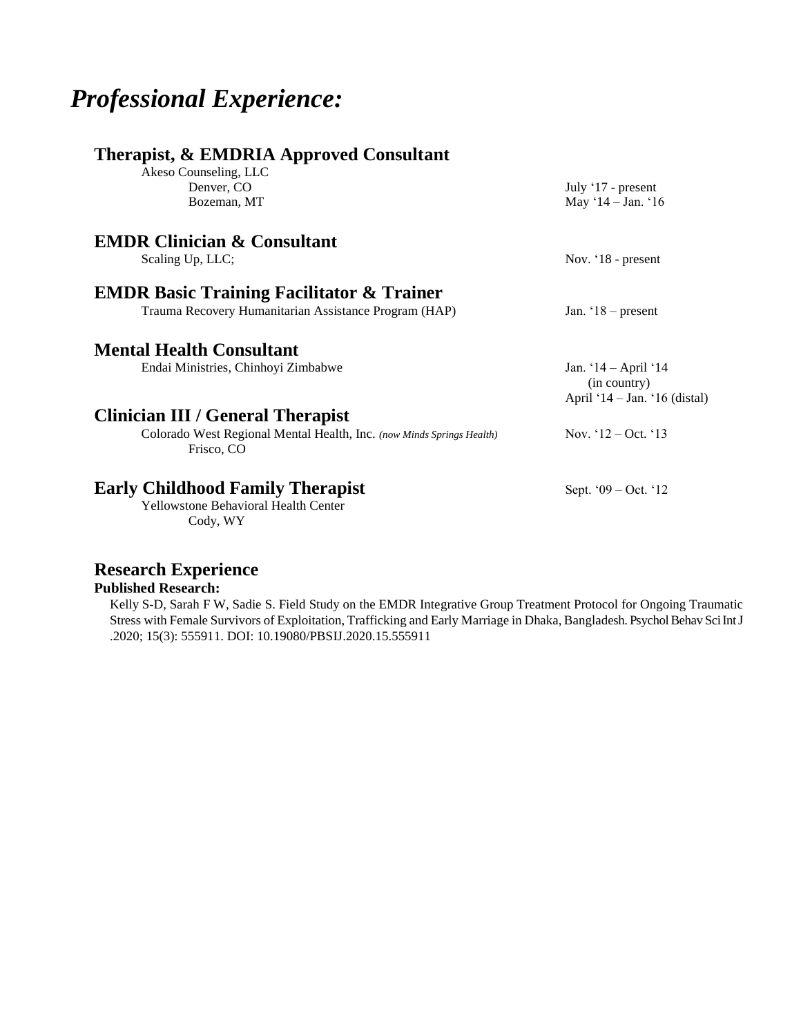# *Professional Experience:*

### Therapist, & EMDRIA Approved Consultant

Akeso Counseling, LLC

Denver, CO — July '17 - present

Bozeman, MT — May '14 – Jan. '16

### EMDR Clinician & Consultant

Scaling Up, LLC; — Nov. '18 - present

### EMDR Basic Training Facilitator & Trainer

Trauma Recovery Humanitarian Assistance Program (HAP) — Jan. '18 – present

### Mental Health Consultant

Endai Ministries, Chinhoyi Zimbabwe — Jan. '14 – April '14 (in country); April '14 – Jan. '16 (distal)

### Clinician III / General Therapist

Colorado West Regional Mental Health, Inc. *(now Minds Springs Health)* — Nov. '12 – Oct. '13

Frisco, CO

### Early Childhood Family Therapist

Sept. '09 – Oct. '12

Yellowstone Behavioral Health Center

Cody, WY

## Research Experience

**Published Research:**

Kelly S-D, Sarah F W, Sadie S. Field Study on the EMDR Integrative Group Treatment Protocol for Ongoing Traumatic Stress with Female Survivors of Exploitation, Trafficking and Early Marriage in Dhaka, Bangladesh. Psychol Behav Sci Int J .2020; 15(3): 555911. DOI: 10.19080/PBSIJ.2020.15.555911